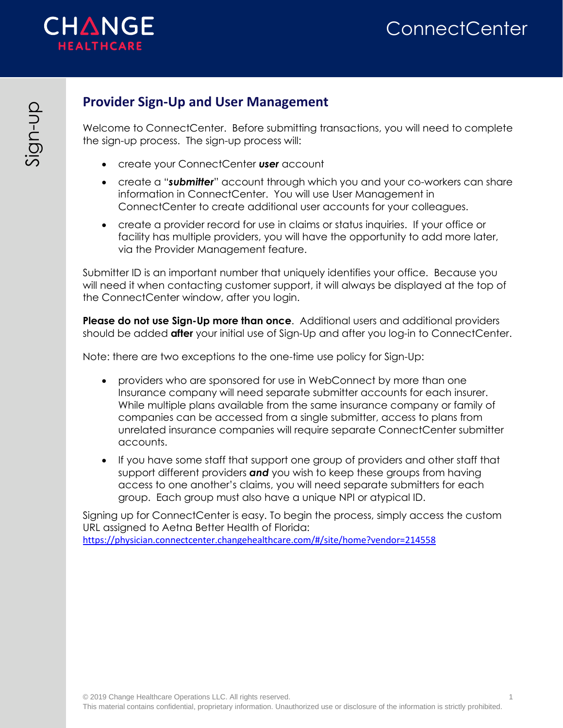## Provider Sign-Up and User Management

Welcome to ConnectCenter. Before submitting transactions, you will need to complete the sign-up process. The sign-up process will:

- create your ConnectCenter ***user*** account
- create a "***submitter***" account through which you and your co-workers can share information in ConnectCenter. You will use User Management in ConnectCenter to create additional user accounts for your colleagues.
- create a provider record for use in claims or status inquiries. If your office or facility has multiple providers, you will have the opportunity to add more later, via the Provider Management feature.

Submitter ID is an important number that uniquely identifies your office. Because you will need it when contacting customer support, it will always be displayed at the top of the ConnectCenter window, after you login.

**Please do not use Sign-Up more than once**. Additional users and additional providers should be added **after** your initial use of Sign-Up and after you log-in to ConnectCenter.

Note: there are two exceptions to the one-time use policy for Sign-Up:

- providers who are sponsored for use in WebConnect by more than one Insurance company will need separate submitter accounts for each insurer. While multiple plans available from the same insurance company or family of companies can be accessed from a single submitter, access to plans from unrelated insurance companies will require separate ConnectCenter submitter accounts.
- If you have some staff that support one group of providers and other staff that support different providers ***and*** you wish to keep these groups from having access to one another's claims, you will need separate submitters for each group. Each group must also have a unique NPI or atypical ID.

Signing up for ConnectCenter is easy. To begin the process, simply access the custom URL assigned to Aetna Better Health of Florida:
https://physician.connectcenter.changehealthcare.com/#/site/home?vendor=214558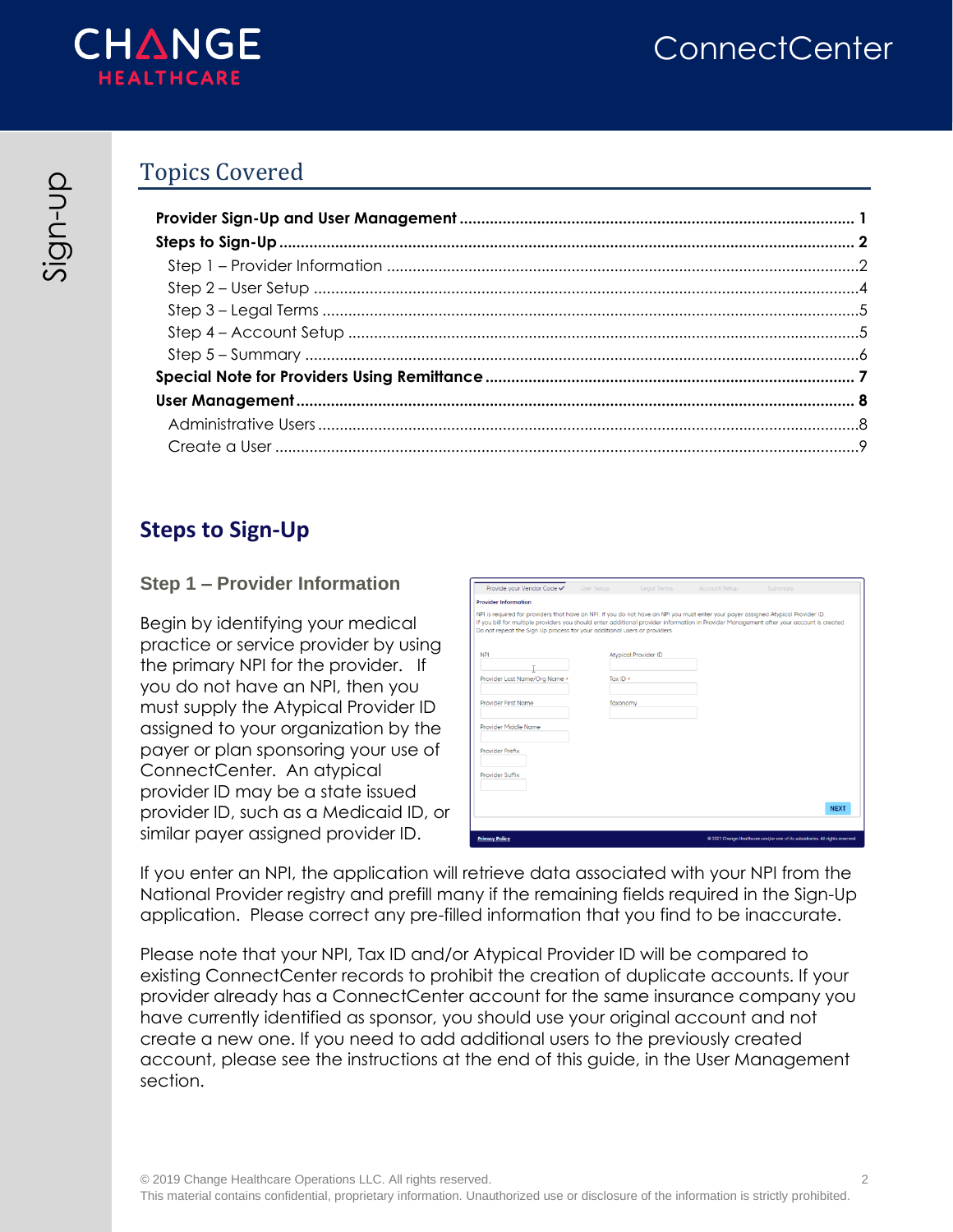## Topics Covered

**Provider Sign-Up and User Management** ........ **1**
**Steps to Sign-Up** ........ **2**
- Step 1 – Provider Information ........ 2
- Step 2 – User Setup ........ 4
- Step 3 – Legal Terms ........ 5
- Step 4 – Account Setup ........ 5
- Step 5 – Summary ........ 6

**Special Note for Providers Using Remittance** ........ **7**
**User Management** ........ **8**
- Administrative Users ........ 8
- Create a User ........ 9

## Steps to Sign-Up

### Step 1 – Provider Information

Begin by identifying your medical practice or service provider by using the primary NPI for the provider. If you do not have an NPI, then you must supply the Atypical Provider ID assigned to your organization by the payer or plan sponsoring your use of ConnectCenter. An atypical provider ID may be a state issued provider ID, such as a Medicaid ID, or similar payer assigned provider ID.

If you enter an NPI, the application will retrieve data associated with your NPI from the National Provider registry and prefill many if the remaining fields required in the Sign-Up application. Please correct any pre-filled information that you find to be inaccurate.

Please note that your NPI, Tax ID and/or Atypical Provider ID will be compared to existing ConnectCenter records to prohibit the creation of duplicate accounts. If your provider already has a ConnectCenter account for the same insurance company you have currently identified as sponsor, you should use your original account and not create a new one. If you need to add additional users to the previously created account, please see the instructions at the end of this guide, in the User Management section.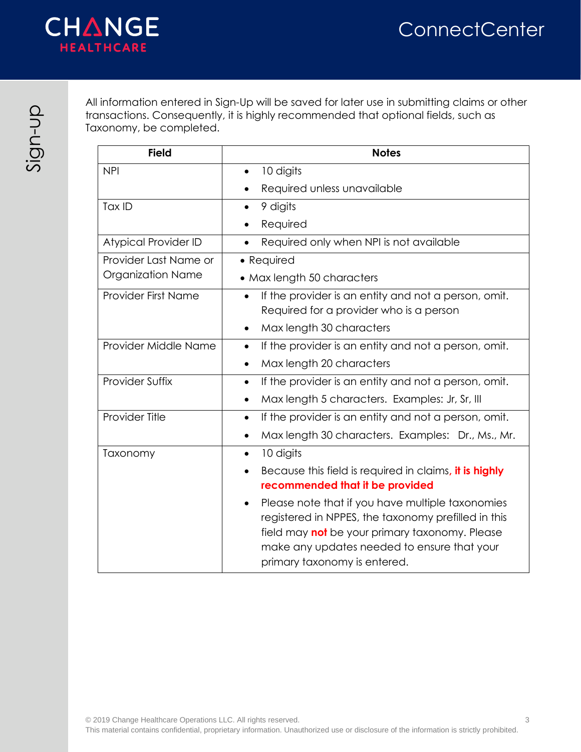All information entered in Sign-Up will be saved for later use in submitting claims or other transactions. Consequently, it is highly recommended that optional fields, such as Taxonomy, be completed.

| Field | Notes |
| --- | --- |
| NPI | • 10 digits<br>• Required unless unavailable |
| Tax ID | • 9 digits<br>• Required |
| Atypical Provider ID | • Required only when NPI is not available |
| Provider Last Name or Organization Name | • Required<br>• Max length 50 characters |
| Provider First Name | • If the provider is an entity and not a person, omit. Required for a provider who is a person<br>• Max length 30 characters |
| Provider Middle Name | • If the provider is an entity and not a person, omit.<br>• Max length 20 characters |
| Provider Suffix | • If the provider is an entity and not a person, omit.<br>• Max length 5 characters. Examples: Jr, Sr, III |
| Provider Title | • If the provider is an entity and not a person, omit.<br>• Max length 30 characters. Examples: Dr., Ms., Mr. |
| Taxonomy | • 10 digits<br>• Because this field is required in claims**, it is highly recommended that it be provided**<br>• Please note that if you have multiple taxonomies registered in NPPES, the taxonomy prefilled in this field may **not** be your primary taxonomy. Please make any updates needed to ensure that your primary taxonomy is entered. |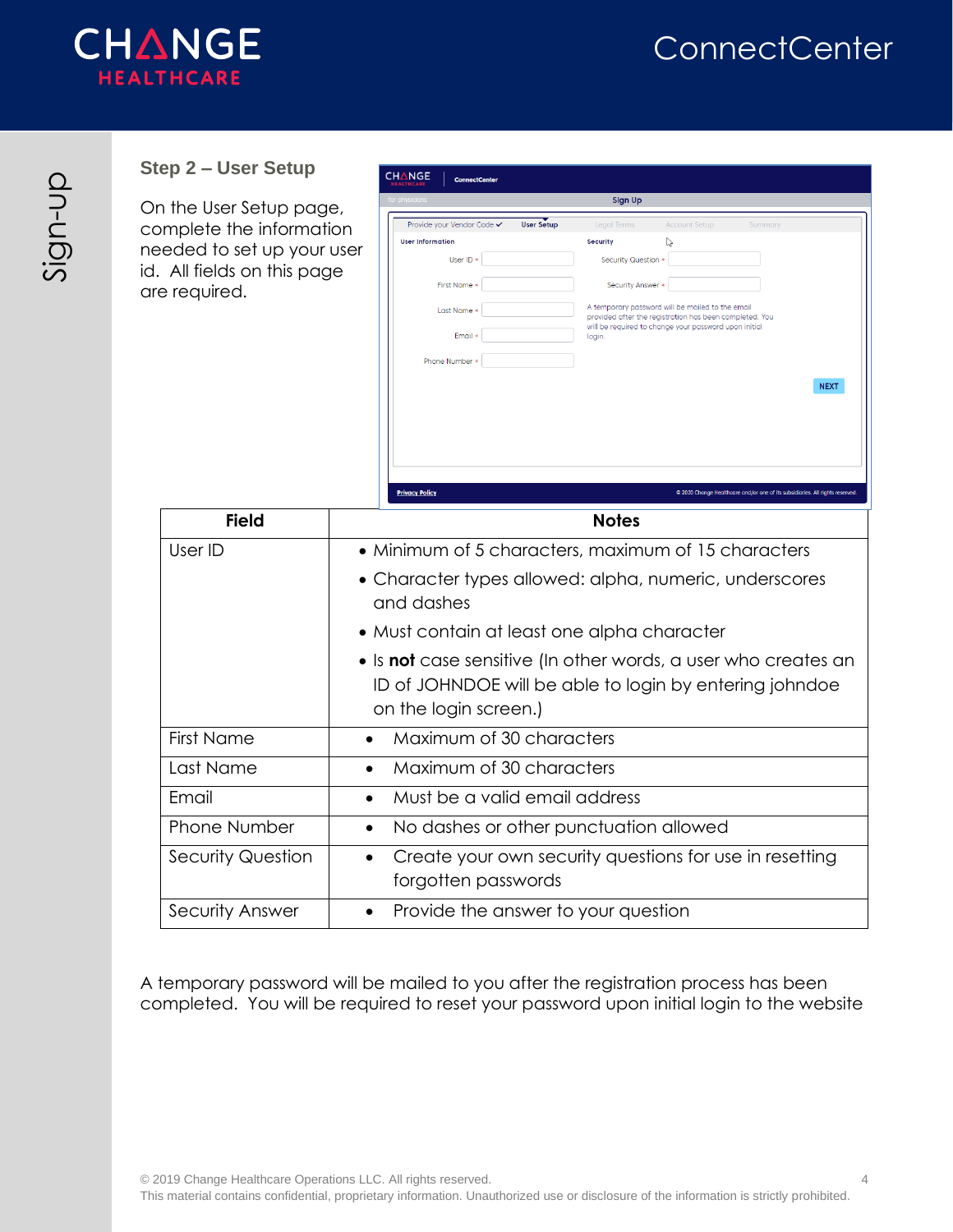## Step 2 – User Setup

On the User Setup page, complete the information needed to set up your user id. All fields on this page are required.

| Field | Notes |
|---|---|
| User ID | • Minimum of 5 characters, maximum of 15 characters<br>• Character types allowed: alpha, numeric, underscores and dashes<br>• Must contain at least one alpha character<br>• Is **not** case sensitive (In other words, a user who creates an ID of JOHNDOE will be able to login by entering johndoe on the login screen.) |
| First Name | • Maximum of 30 characters |
| Last Name | • Maximum of 30 characters |
| Email | • Must be a valid email address |
| Phone Number | • No dashes or other punctuation allowed |
| Security Question | • Create your own security questions for use in resetting forgotten passwords |
| Security Answer | • Provide the answer to your question |

A temporary password will be mailed to you after the registration process has been completed. You will be required to reset your password upon initial login to the website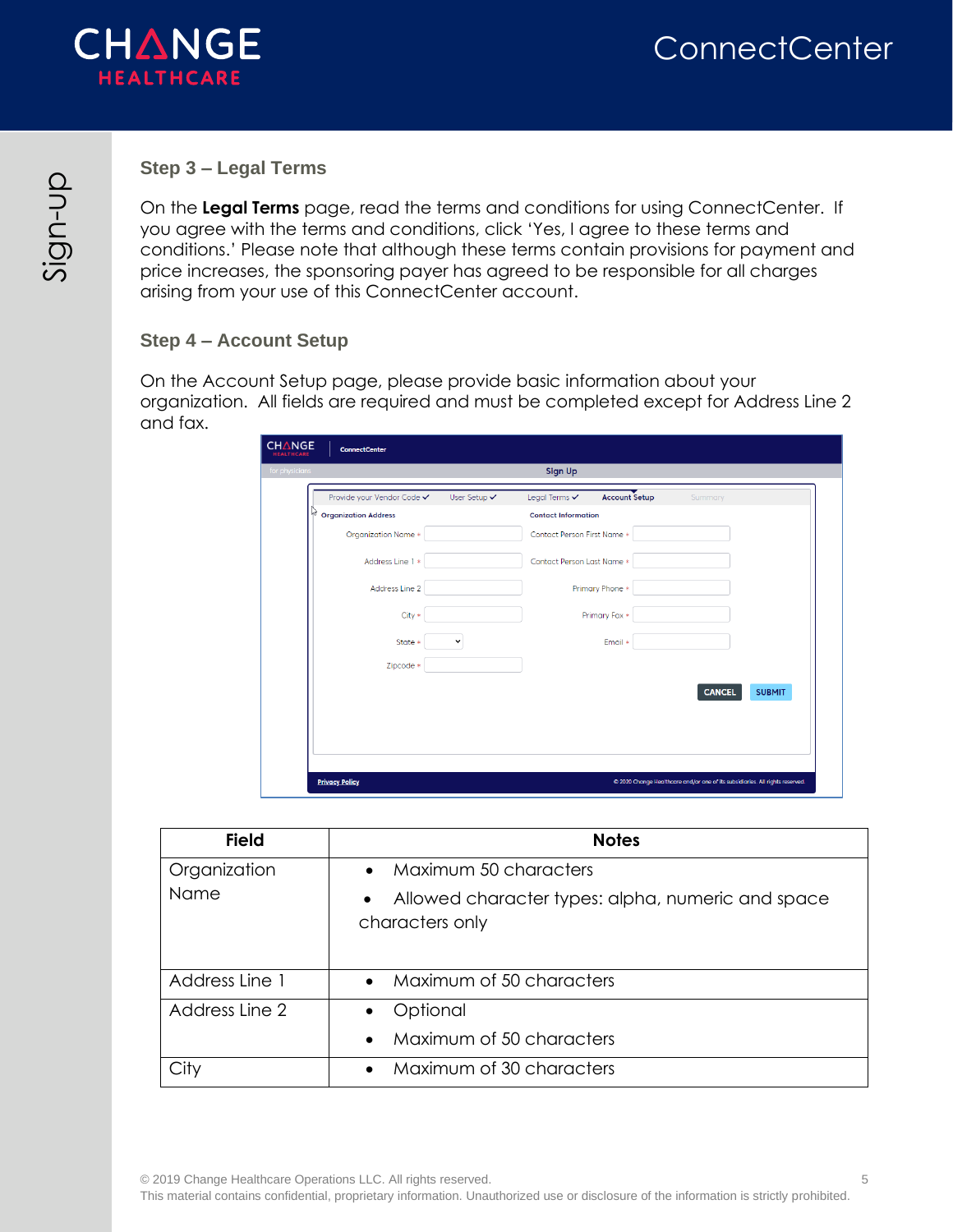### Step 3 – Legal Terms

On the **Legal Terms** page, read the terms and conditions for using ConnectCenter. If you agree with the terms and conditions, click 'Yes, I agree to these terms and conditions.' Please note that although these terms contain provisions for payment and price increases, the sponsoring payer has agreed to be responsible for all charges arising from your use of this ConnectCenter account.

### Step 4 – Account Setup

On the Account Setup page, please provide basic information about your organization. All fields are required and must be completed except for Address Line 2 and fax.

| Field | Notes |
|---|---|
| Organization Name | • Maximum 50 characters<br>• Allowed character types: alpha, numeric and space characters only |
| Address Line 1 | • Maximum of 50 characters |
| Address Line 2 | • Optional<br>• Maximum of 50 characters |
| City | • Maximum of 30 characters |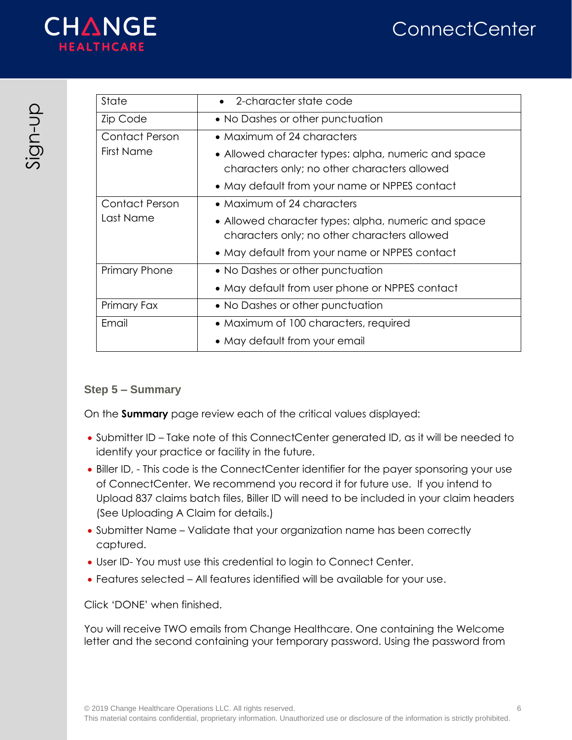| State | • 2-character state code |
|---|---|
| Zip Code | • No Dashes or other punctuation |
| Contact Person First Name | • Maximum of 24 characters<br>• Allowed character types: alpha, numeric and space characters only; no other characters allowed<br>• May default from your name or NPPES contact |
| Contact Person Last Name | • Maximum of 24 characters<br>• Allowed character types: alpha, numeric and space characters only; no other characters allowed<br>• May default from your name or NPPES contact |
| Primary Phone | • No Dashes or other punctuation<br>• May default from user phone or NPPES contact |
| Primary Fax | • No Dashes or other punctuation |
| Email | • Maximum of 100 characters, required<br>• May default from your email |

### Step 5 – Summary

On the **Summary** page review each of the critical values displayed:

- Submitter ID – Take note of this ConnectCenter generated ID, as it will be needed to identify your practice or facility in the future.
- Biller ID, - This code is the ConnectCenter identifier for the payer sponsoring your use of ConnectCenter. We recommend you record it for future use. If you intend to Upload 837 claims batch files, Biller ID will need to be included in your claim headers (See Uploading A Claim for details.)
- Submitter Name – Validate that your organization name has been correctly captured.
- User ID- You must use this credential to login to Connect Center.
- Features selected – All features identified will be available for your use.

Click 'DONE' when finished.

You will receive TWO emails from Change Healthcare. One containing the Welcome letter and the second containing your temporary password. Using the password from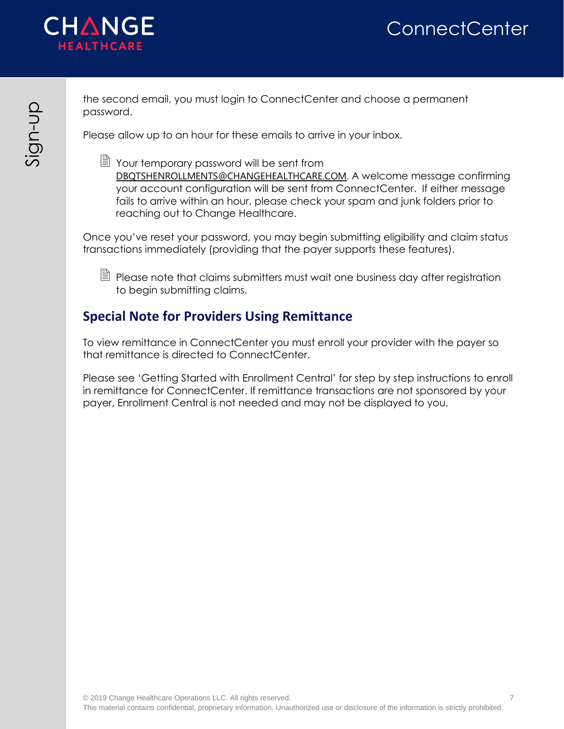the second email, you must login to ConnectCenter and choose a permanent password.

Please allow up to an hour for these emails to arrive in your inbox.

> Your temporary password will be sent from DBQTSHENROLLMENTS@CHANGEHEALTHCARE.COM. A welcome message confirming your account configuration will be sent from ConnectCenter. If either message fails to arrive within an hour, please check your spam and junk folders prior to reaching out to Change Healthcare.

Once you've reset your password, you may begin submitting eligibility and claim status transactions immediately (providing that the payer supports these features).

> Please note that claims submitters must wait one business day after registration to begin submitting claims.

## Special Note for Providers Using Remittance

To view remittance in ConnectCenter you must enroll your provider with the payer so that remittance is directed to ConnectCenter.

Please see 'Getting Started with Enrollment Central' for step by step instructions to enroll in remittance for ConnectCenter. If remittance transactions are not sponsored by your payer, Enrollment Central is not needed and may not be displayed to you.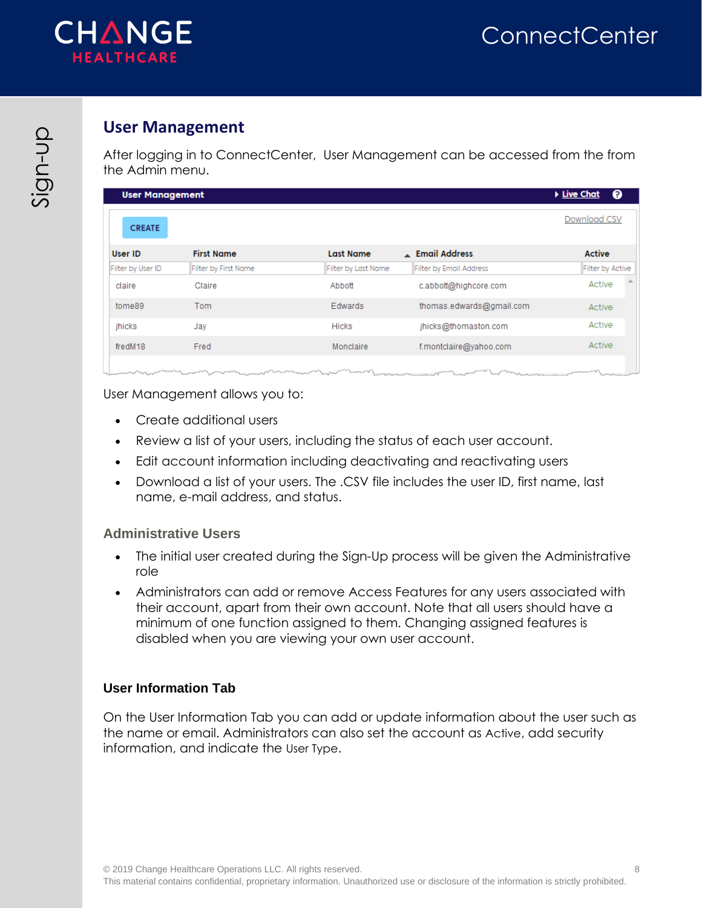## User Management

After logging in to ConnectCenter, User Management can be accessed from the from the Admin menu.

**User Management** ▸ Live Chat

CREATE

Download CSV

| User ID | First Name | Last Name | Email Address | Active |
|---|---|---|---|---|
| Filter by User ID | Filter by First Name | Filter by Last Name | Filter by Email Address | Filter by Active |
| claire | Claire | Abbott | c.abbott@highcore.com | Active |
| tome89 | Tom | Edwards | thomas.edwards@gmail.com | Active |
| jhicks | Jay | Hicks | jhicks@thomaston.com | Active |
| fredM18 | Fred | Monclaire | f.montclaire@yahoo.com | Active |

User Management allows you to:

- Create additional users
- Review a list of your users, including the status of each user account.
- Edit account information including deactivating and reactivating users
- Download a list of your users. The .CSV file includes the user ID, first name, last name, e-mail address, and status.

### Administrative Users

- The initial user created during the Sign-Up process will be given the Administrative role
- Administrators can add or remove Access Features for any users associated with their account, apart from their own account. Note that all users should have a minimum of one function assigned to them. Changing assigned features is disabled when you are viewing your own user account.

### User Information Tab

On the User Information Tab you can add or update information about the user such as the name or email. Administrators can also set the account as Active, add security information, and indicate the User Type.

© 2019 Change Healthcare Operations LLC. All rights reserved.
This material contains confidential, proprietary information. Unauthorized use or disclosure of the information is strictly prohibited.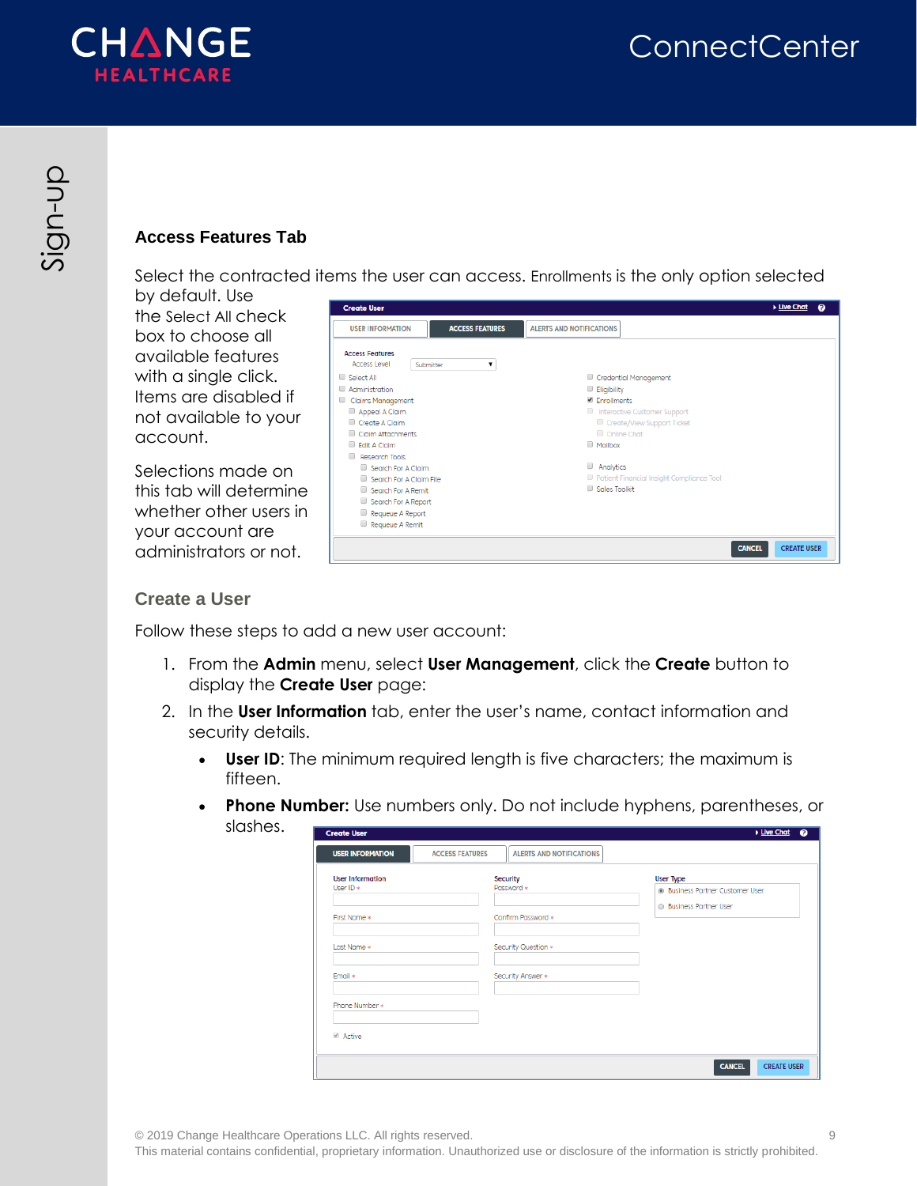## Access Features Tab

Select the contracted items the user can access. Enrollments is the only option selected by default. Use the Select All check box to choose all available features with a single click. Items are disabled if not available to your account.

Selections made on this tab will determine whether other users in your account are administrators or not.

### Create a User

Follow these steps to add a new user account:

1. From the **Admin** menu, select **User Management**, click the **Create** button to display the **Create User** page:
2. In the **User Information** tab, enter the user's name, contact information and security details.
   - **User ID**: The minimum required length is five characters; the maximum is fifteen.
   - **Phone Number:** Use numbers only. Do not include hyphens, parentheses, or slashes.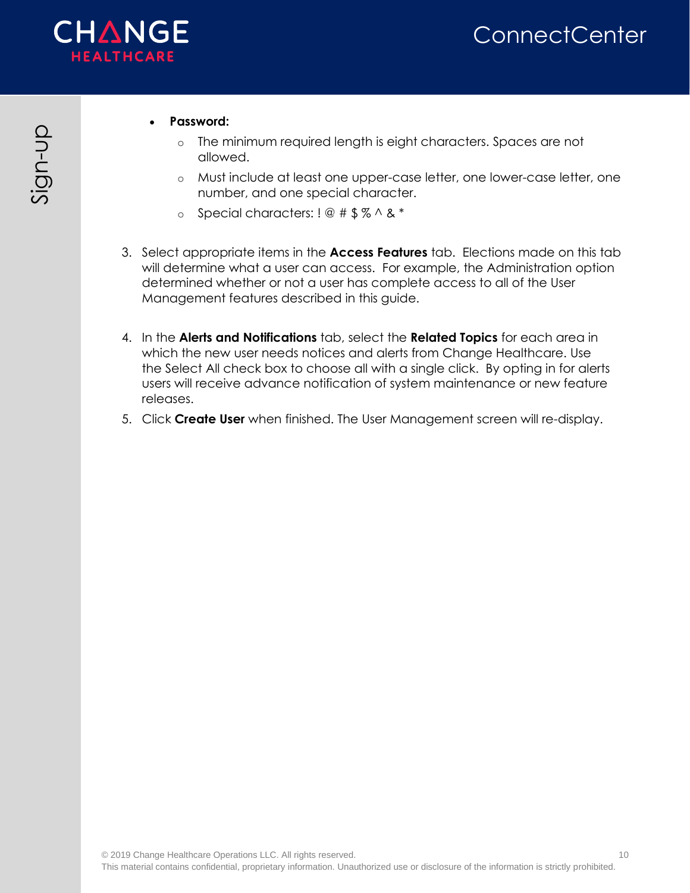- **Password:**
  - The minimum required length is eight characters. Spaces are not allowed.
  - Must include at least one upper-case letter, one lower-case letter, one number, and one special character.
  - Special characters: ! @ # $ % ^ & *

3. Select appropriate items in the **Access Features** tab. Elections made on this tab will determine what a user can access. For example, the Administration option determined whether or not a user has complete access to all of the User Management features described in this guide.

4. In the **Alerts and Notifications** tab, select the **Related Topics** for each area in which the new user needs notices and alerts from Change Healthcare. Use the Select All check box to choose all with a single click. By opting in for alerts users will receive advance notification of system maintenance or new feature releases.
5. Click **Create User** when finished. The User Management screen will re-display.